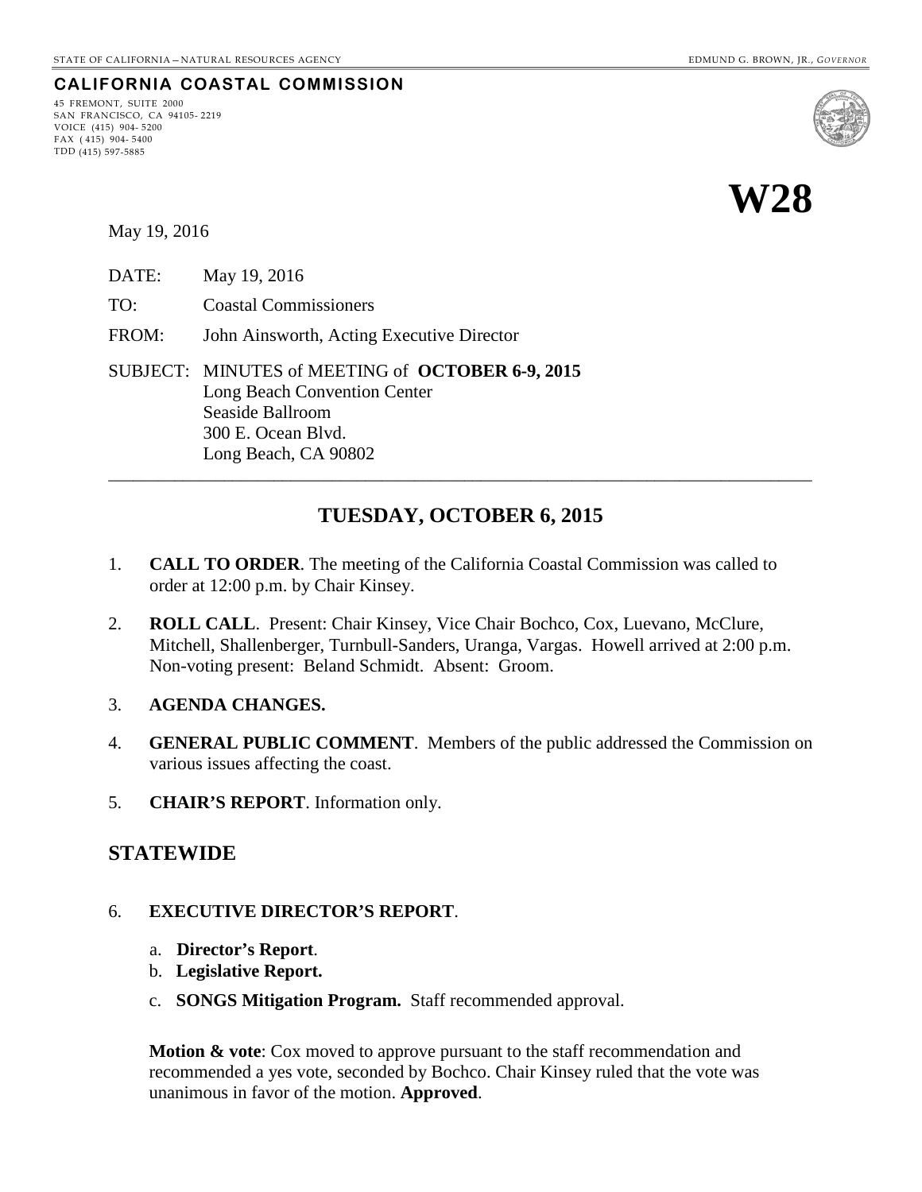STATE OF CALIFORNIA – NATURAL RESOURCES AGENCY

EDMUND G. BROWN, JR., *GOVERNOR*

**CALIFORNIA COASTAL COMMISSION**

45 FREMONT, SUITE 2000
SAN FRANCISCO, CA 94105-2219
VOICE (415) 904-5200
FAX (415) 904-5400
TDD (415) 597-5885

# W28

May 19, 2016

DATE: May 19, 2016

TO: Coastal Commissioners

FROM: John Ainsworth, Acting Executive Director

SUBJECT: MINUTES of MEETING of **OCTOBER 6-9, 2015**
Long Beach Convention Center
Seaside Ballroom
300 E. Ocean Blvd.
Long Beach, CA 90802

---

## TUESDAY, OCTOBER 6, 2015

1. **CALL TO ORDER**. The meeting of the California Coastal Commission was called to order at 12:00 p.m. by Chair Kinsey.

2. **ROLL CALL**. Present: Chair Kinsey, Vice Chair Bochco, Cox, Luevano, McClure, Mitchell, Shallenberger, Turnbull-Sanders, Uranga, Vargas. Howell arrived at 2:00 p.m. Non-voting present: Beland Schmidt. Absent: Groom.

3. **AGENDA CHANGES.**

4. **GENERAL PUBLIC COMMENT**. Members of the public addressed the Commission on various issues affecting the coast.

5. **CHAIR'S REPORT**. Information only.

## STATEWIDE

6. **EXECUTIVE DIRECTOR'S REPORT**.

   a. **Director's Report**.
   b. **Legislative Report.**
   c. **SONGS Mitigation Program.** Staff recommended approval.

   **Motion & vote**: Cox moved to approve pursuant to the staff recommendation and recommended a yes vote, seconded by Bochco. Chair Kinsey ruled that the vote was unanimous in favor of the motion. **Approved**.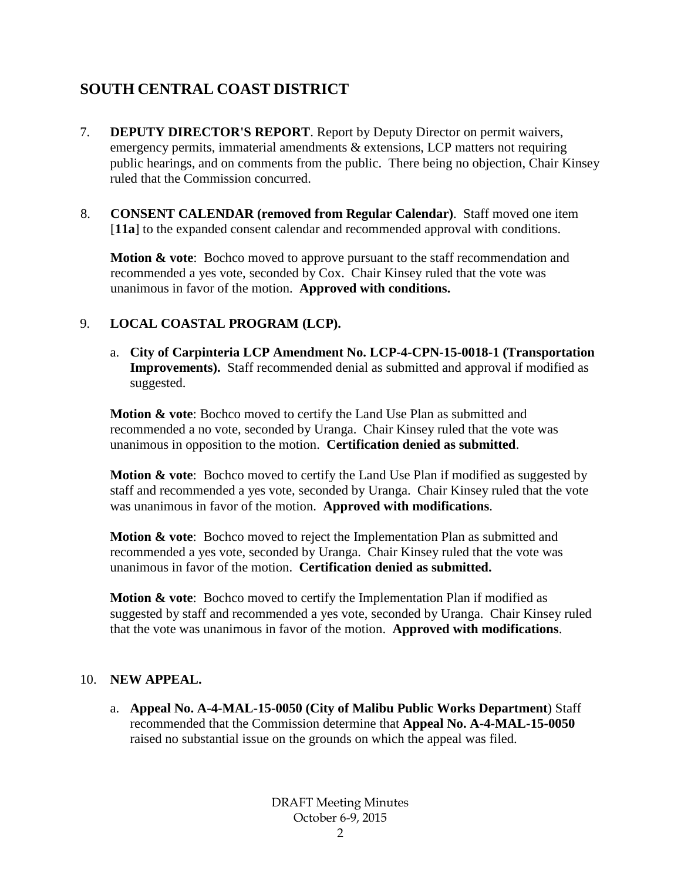## SOUTH CENTRAL COAST DISTRICT

7. **DEPUTY DIRECTOR'S REPORT**. Report by Deputy Director on permit waivers, emergency permits, immaterial amendments & extensions, LCP matters not requiring public hearings, and on comments from the public. There being no objection, Chair Kinsey ruled that the Commission concurred.

8. **CONSENT CALENDAR (removed from Regular Calendar)**. Staff moved one item [**11a**] to the expanded consent calendar and recommended approval with conditions.

   **Motion & vote**: Bochco moved to approve pursuant to the staff recommendation and recommended a yes vote, seconded by Cox. Chair Kinsey ruled that the vote was unanimous in favor of the motion. **Approved with conditions.**

9. **LOCAL COASTAL PROGRAM (LCP).**

   a. **City of Carpinteria LCP Amendment No. LCP-4-CPN-15-0018-1 (Transportation Improvements).** Staff recommended denial as submitted and approval if modified as suggested.

   **Motion & vote**: Bochco moved to certify the Land Use Plan as submitted and recommended a no vote, seconded by Uranga. Chair Kinsey ruled that the vote was unanimous in opposition to the motion. **Certification denied as submitted**.

   **Motion & vote**: Bochco moved to certify the Land Use Plan if modified as suggested by staff and recommended a yes vote, seconded by Uranga. Chair Kinsey ruled that the vote was unanimous in favor of the motion. **Approved with modifications**.

   **Motion & vote**: Bochco moved to reject the Implementation Plan as submitted and recommended a yes vote, seconded by Uranga. Chair Kinsey ruled that the vote was unanimous in favor of the motion. **Certification denied as submitted.**

   **Motion & vote**: Bochco moved to certify the Implementation Plan if modified as suggested by staff and recommended a yes vote, seconded by Uranga. Chair Kinsey ruled that the vote was unanimous in favor of the motion. **Approved with modifications**.

10. **NEW APPEAL.**

    a. **Appeal No. A-4-MAL-15-0050 (City of Malibu Public Works Department**) Staff recommended that the Commission determine that **Appeal No. A-4-MAL-15-0050** raised no substantial issue on the grounds on which the appeal was filed.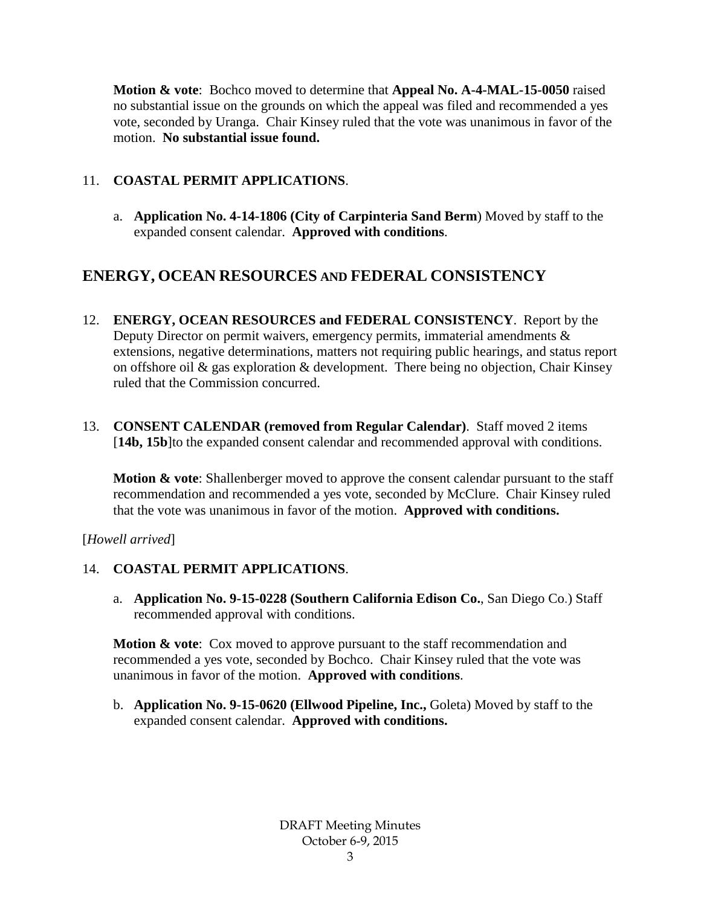**Motion & vote**: Bochco moved to determine that **Appeal No. A-4-MAL-15-0050** raised no substantial issue on the grounds on which the appeal was filed and recommended a yes vote, seconded by Uranga. Chair Kinsey ruled that the vote was unanimous in favor of the motion. **No substantial issue found.**

11. **COASTAL PERMIT APPLICATIONS**.

    a. **Application No. 4-14-1806 (City of Carpinteria Sand Berm**) Moved by staff to the expanded consent calendar. **Approved with conditions**.

## ENERGY, OCEAN RESOURCES AND FEDERAL CONSISTENCY

12. **ENERGY, OCEAN RESOURCES and FEDERAL CONSISTENCY**. Report by the Deputy Director on permit waivers, emergency permits, immaterial amendments & extensions, negative determinations, matters not requiring public hearings, and status report on offshore oil & gas exploration & development. There being no objection, Chair Kinsey ruled that the Commission concurred.

13. **CONSENT CALENDAR (removed from Regular Calendar)**. Staff moved 2 items [**14b, 15b**]to the expanded consent calendar and recommended approval with conditions.

    **Motion & vote**: Shallenberger moved to approve the consent calendar pursuant to the staff recommendation and recommended a yes vote, seconded by McClure. Chair Kinsey ruled that the vote was unanimous in favor of the motion. **Approved with conditions.**

[*Howell arrived*]

14. **COASTAL PERMIT APPLICATIONS**.

    a. **Application No. 9-15-0228 (Southern California Edison Co.**, San Diego Co.) Staff recommended approval with conditions.

    **Motion & vote**: Cox moved to approve pursuant to the staff recommendation and recommended a yes vote, seconded by Bochco. Chair Kinsey ruled that the vote was unanimous in favor of the motion. **Approved with conditions**.

    b. **Application No. 9-15-0620 (Ellwood Pipeline, Inc.,** Goleta) Moved by staff to the expanded consent calendar. **Approved with conditions.**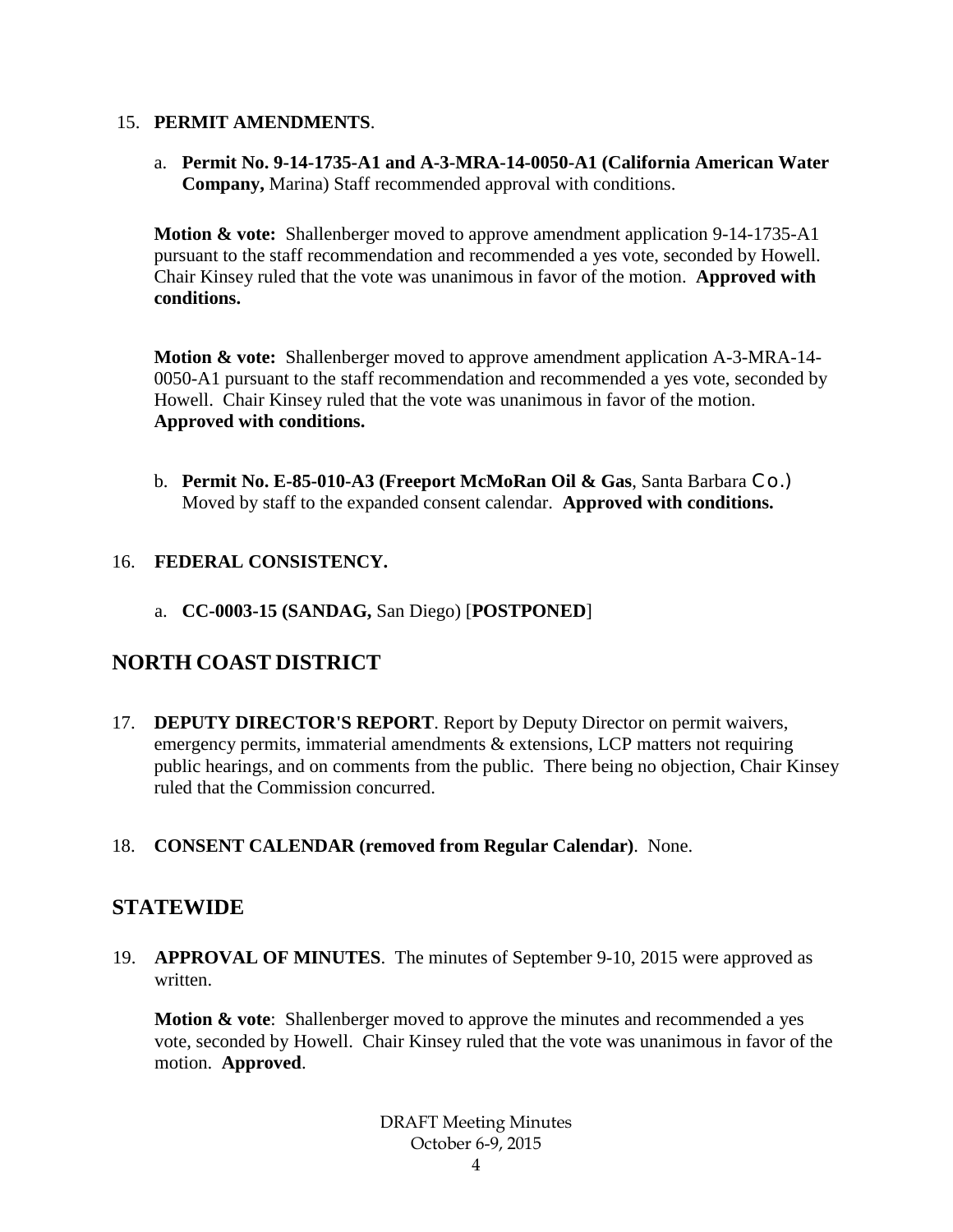15. **PERMIT AMENDMENTS**.

    a. **Permit No. 9-14-1735-A1 and A-3-MRA-14-0050-A1 (California American Water Company,** Marina) Staff recommended approval with conditions.

    **Motion & vote:** Shallenberger moved to approve amendment application 9-14-1735-A1 pursuant to the staff recommendation and recommended a yes vote, seconded by Howell. Chair Kinsey ruled that the vote was unanimous in favor of the motion. **Approved with conditions.**

    **Motion & vote:** Shallenberger moved to approve amendment application A-3-MRA-14-0050-A1 pursuant to the staff recommendation and recommended a yes vote, seconded by Howell. Chair Kinsey ruled that the vote was unanimous in favor of the motion. **Approved with conditions.**

    b. **Permit No. E-85-010-A3 (Freeport McMoRan Oil & Gas**, Santa Barbara Co.) Moved by staff to the expanded consent calendar. **Approved with conditions.**

16. **FEDERAL CONSISTENCY.**

    a. **CC-0003-15 (SANDAG,** San Diego) [**POSTPONED**]

## NORTH COAST DISTRICT

17. **DEPUTY DIRECTOR'S REPORT**. Report by Deputy Director on permit waivers, emergency permits, immaterial amendments & extensions, LCP matters not requiring public hearings, and on comments from the public. There being no objection, Chair Kinsey ruled that the Commission concurred.

18. **CONSENT CALENDAR (removed from Regular Calendar)**. None.

## STATEWIDE

19. **APPROVAL OF MINUTES**. The minutes of September 9-10, 2015 were approved as written.

    **Motion & vote**: Shallenberger moved to approve the minutes and recommended a yes vote, seconded by Howell. Chair Kinsey ruled that the vote was unanimous in favor of the motion. **Approved**.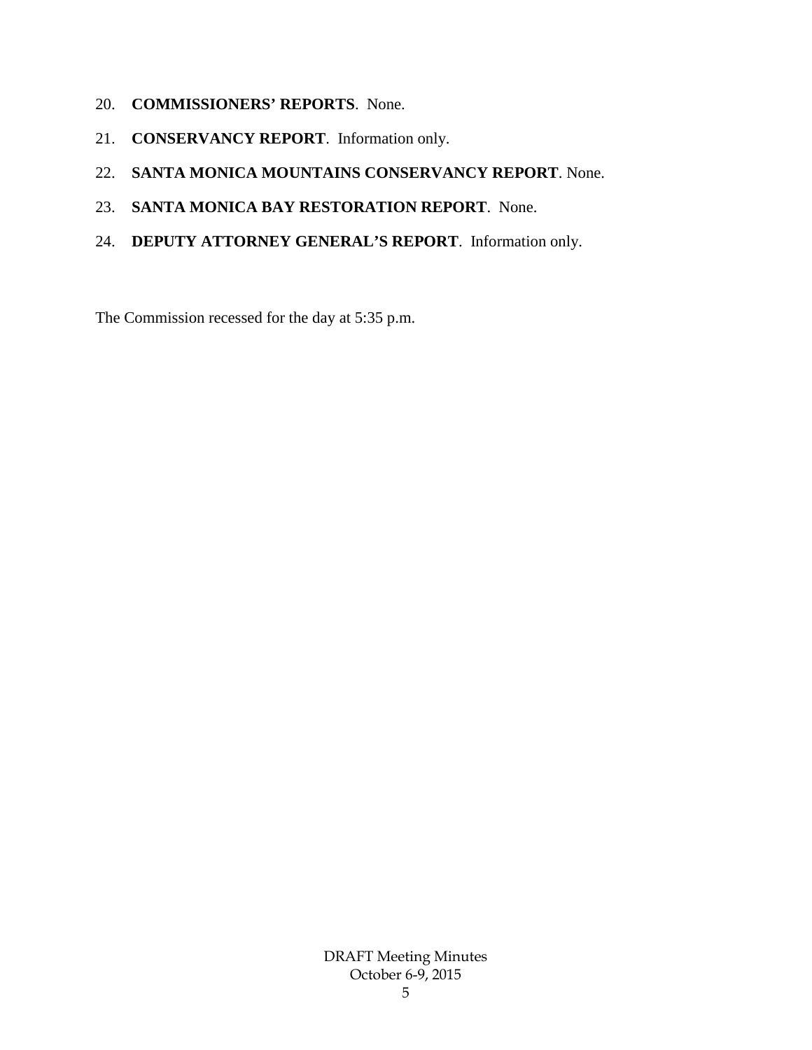20. **COMMISSIONERS' REPORTS**. None.

21. **CONSERVANCY REPORT**. Information only.

22. **SANTA MONICA MOUNTAINS CONSERVANCY REPORT**. None.

23. **SANTA MONICA BAY RESTORATION REPORT**. None.

24. **DEPUTY ATTORNEY GENERAL'S REPORT**. Information only.

The Commission recessed for the day at 5:35 p.m.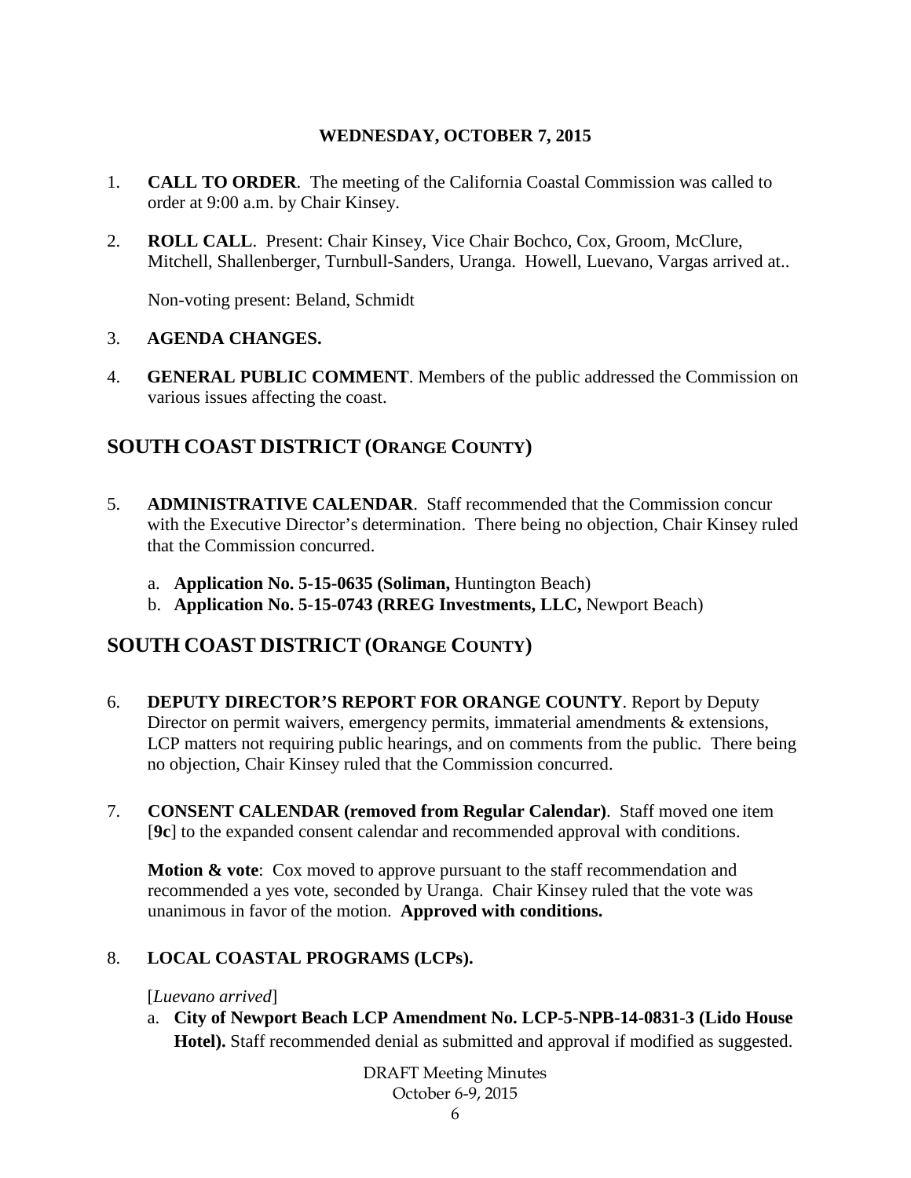**WEDNESDAY, OCTOBER 7, 2015**

1. **CALL TO ORDER**. The meeting of the California Coastal Commission was called to order at 9:00 a.m. by Chair Kinsey.

2. **ROLL CALL**. Present: Chair Kinsey, Vice Chair Bochco, Cox, Groom, McClure, Mitchell, Shallenberger, Turnbull-Sanders, Uranga. Howell, Luevano, Vargas arrived at..

   Non-voting present: Beland, Schmidt

3. **AGENDA CHANGES.**

4. **GENERAL PUBLIC COMMENT**. Members of the public addressed the Commission on various issues affecting the coast.

## SOUTH COAST DISTRICT (ORANGE COUNTY)

5. **ADMINISTRATIVE CALENDAR**. Staff recommended that the Commission concur with the Executive Director's determination. There being no objection, Chair Kinsey ruled that the Commission concurred.

   a. **Application No. 5-15-0635 (Soliman,** Huntington Beach)
   b. **Application No. 5-15-0743 (RREG Investments, LLC,** Newport Beach)

## SOUTH COAST DISTRICT (ORANGE COUNTY)

6. **DEPUTY DIRECTOR'S REPORT FOR ORANGE COUNTY**. Report by Deputy Director on permit waivers, emergency permits, immaterial amendments & extensions, LCP matters not requiring public hearings, and on comments from the public. There being no objection, Chair Kinsey ruled that the Commission concurred.

7. **CONSENT CALENDAR (removed from Regular Calendar)**. Staff moved one item [**9c**] to the expanded consent calendar and recommended approval with conditions.

   **Motion & vote**: Cox moved to approve pursuant to the staff recommendation and recommended a yes vote, seconded by Uranga. Chair Kinsey ruled that the vote was unanimous in favor of the motion. **Approved with conditions.**

8. **LOCAL COASTAL PROGRAMS (LCPs).**

   [*Luevano arrived*]

   a. **City of Newport Beach LCP Amendment No. LCP-5-NPB-14-0831-3 (Lido House Hotel).** Staff recommended denial as submitted and approval if modified as suggested.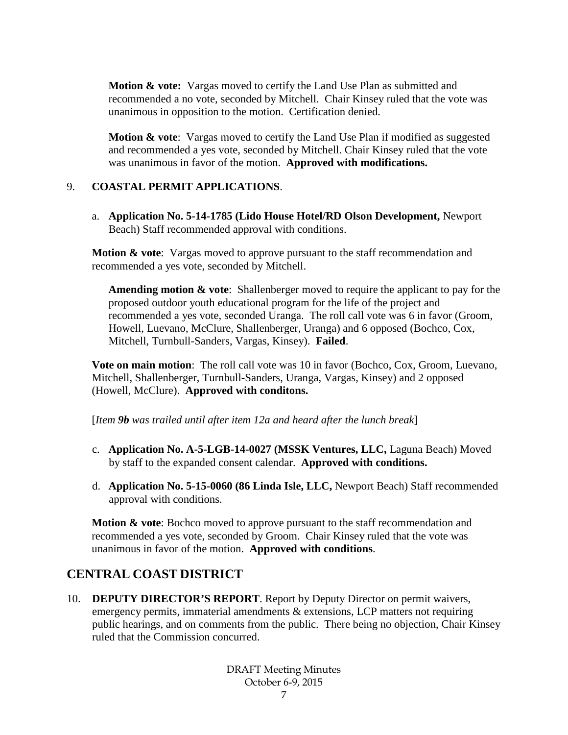**Motion & vote:** Vargas moved to certify the Land Use Plan as submitted and recommended a no vote, seconded by Mitchell. Chair Kinsey ruled that the vote was unanimous in opposition to the motion. Certification denied.

**Motion & vote**: Vargas moved to certify the Land Use Plan if modified as suggested and recommended a yes vote, seconded by Mitchell. Chair Kinsey ruled that the vote was unanimous in favor of the motion. **Approved with modifications.**

9. **COASTAL PERMIT APPLICATIONS**.

   a. **Application No. 5-14-1785 (Lido House Hotel/RD Olson Development,** Newport Beach) Staff recommended approval with conditions.

**Motion & vote**: Vargas moved to approve pursuant to the staff recommendation and recommended a yes vote, seconded by Mitchell.

**Amending motion & vote**: Shallenberger moved to require the applicant to pay for the proposed outdoor youth educational program for the life of the project and recommended a yes vote, seconded Uranga. The roll call vote was 6 in favor (Groom, Howell, Luevano, McClure, Shallenberger, Uranga) and 6 opposed (Bochco, Cox, Mitchell, Turnbull-Sanders, Vargas, Kinsey). **Failed**.

**Vote on main motion**: The roll call vote was 10 in favor (Bochco, Cox, Groom, Luevano, Mitchell, Shallenberger, Turnbull-Sanders, Uranga, Vargas, Kinsey) and 2 opposed (Howell, McClure). **Approved with conditons.**

[*Item **9b** was trailed until after item 12a and heard after the lunch break*]

   c. **Application No. A-5-LGB-14-0027 (MSSK Ventures, LLC,** Laguna Beach) Moved by staff to the expanded consent calendar. **Approved with conditions.**

   d. **Application No. 5-15-0060 (86 Linda Isle, LLC,** Newport Beach) Staff recommended approval with conditions.

**Motion & vote**: Bochco moved to approve pursuant to the staff recommendation and recommended a yes vote, seconded by Groom. Chair Kinsey ruled that the vote was unanimous in favor of the motion. **Approved with conditions**.

## CENTRAL COAST DISTRICT

10. **DEPUTY DIRECTOR'S REPORT**. Report by Deputy Director on permit waivers, emergency permits, immaterial amendments & extensions, LCP matters not requiring public hearings, and on comments from the public. There being no objection, Chair Kinsey ruled that the Commission concurred.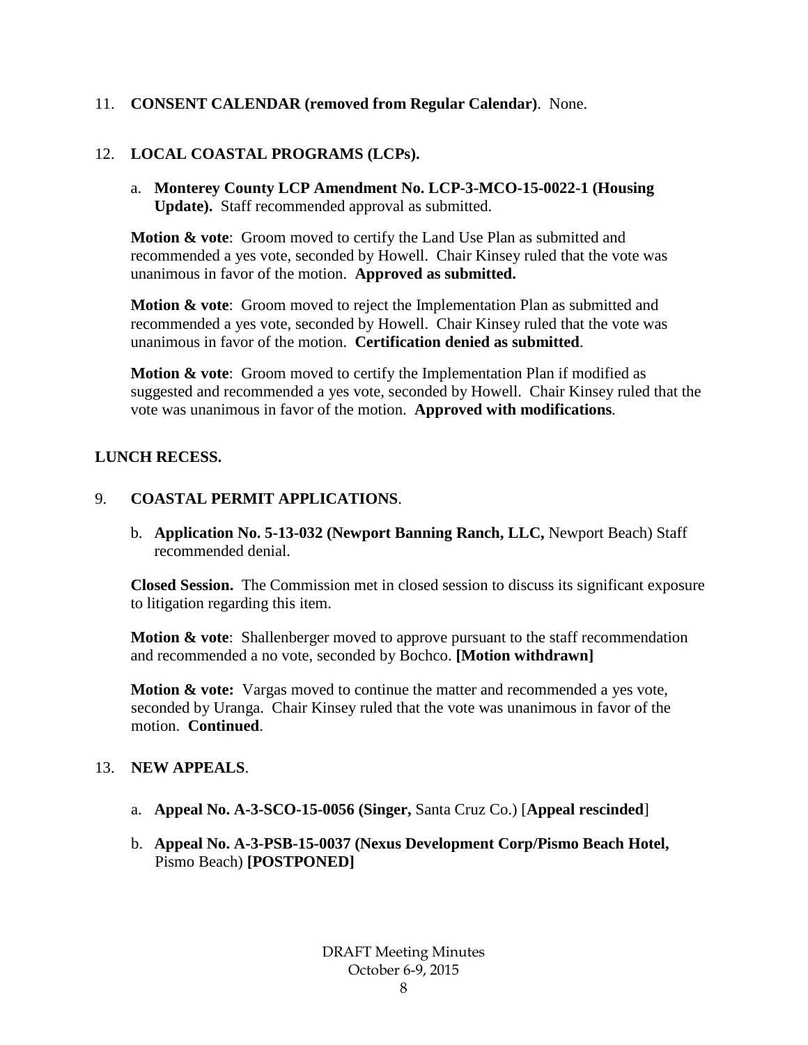11. **CONSENT CALENDAR (removed from Regular Calendar)**. None.

12. **LOCAL COASTAL PROGRAMS (LCPs).**

    a. **Monterey County LCP Amendment No. LCP-3-MCO-15-0022-1 (Housing Update).** Staff recommended approval as submitted.

    **Motion & vote**: Groom moved to certify the Land Use Plan as submitted and recommended a yes vote, seconded by Howell. Chair Kinsey ruled that the vote was unanimous in favor of the motion. **Approved as submitted.**

    **Motion & vote**: Groom moved to reject the Implementation Plan as submitted and recommended a yes vote, seconded by Howell. Chair Kinsey ruled that the vote was unanimous in favor of the motion. **Certification denied as submitted**.

    **Motion & vote**: Groom moved to certify the Implementation Plan if modified as suggested and recommended a yes vote, seconded by Howell. Chair Kinsey ruled that the vote was unanimous in favor of the motion. **Approved with modifications**.

**LUNCH RECESS.**

9. **COASTAL PERMIT APPLICATIONS**.

    b. **Application No. 5-13-032 (Newport Banning Ranch, LLC,** Newport Beach) Staff recommended denial.

    **Closed Session.** The Commission met in closed session to discuss its significant exposure to litigation regarding this item.

    **Motion & vote**: Shallenberger moved to approve pursuant to the staff recommendation and recommended a no vote, seconded by Bochco. **[Motion withdrawn]**

    **Motion & vote:** Vargas moved to continue the matter and recommended a yes vote, seconded by Uranga. Chair Kinsey ruled that the vote was unanimous in favor of the motion. **Continued**.

13. **NEW APPEALS**.

    a. **Appeal No. A-3-SCO-15-0056 (Singer,** Santa Cruz Co.) [**Appeal rescinded**]

    b. **Appeal No. A-3-PSB-15-0037 (Nexus Development Corp/Pismo Beach Hotel,** Pismo Beach) **[POSTPONED]**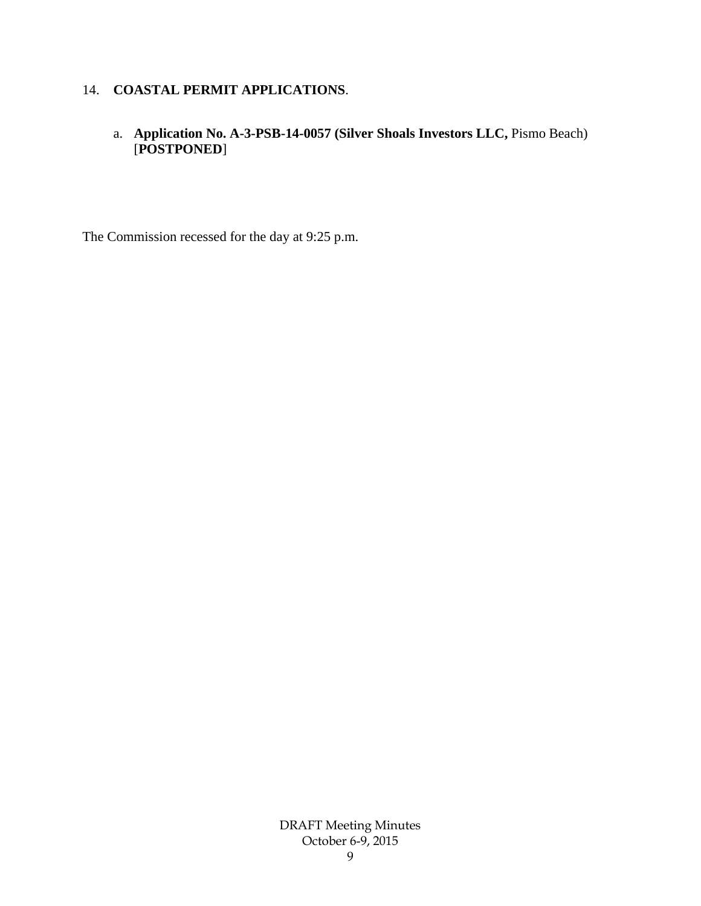14. **COASTAL PERMIT APPLICATIONS**.

a. **Application No. A-3-PSB-14-0057 (Silver Shoals Investors LLC,** Pismo Beach) [**POSTPONED**]

The Commission recessed for the day at 9:25 p.m.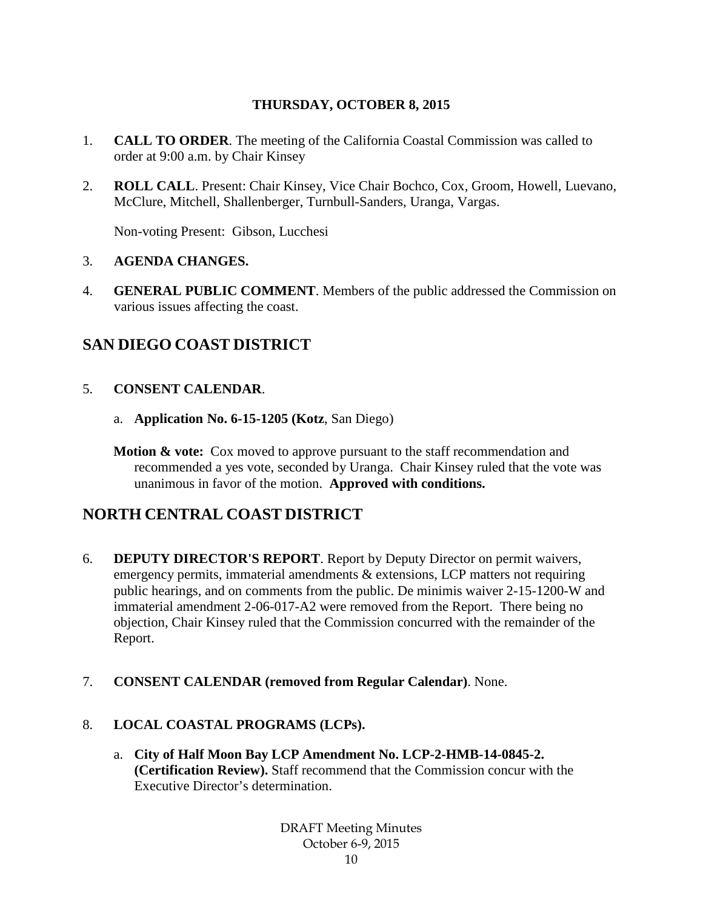**THURSDAY, OCTOBER 8, 2015**

1. **CALL TO ORDER**. The meeting of the California Coastal Commission was called to order at 9:00 a.m. by Chair Kinsey

2. **ROLL CALL**. Present: Chair Kinsey, Vice Chair Bochco, Cox, Groom, Howell, Luevano, McClure, Mitchell, Shallenberger, Turnbull-Sanders, Uranga, Vargas.

   Non-voting Present: Gibson, Lucchesi

3. **AGENDA CHANGES.**

4. **GENERAL PUBLIC COMMENT**. Members of the public addressed the Commission on various issues affecting the coast.

## SAN DIEGO COAST DISTRICT

5. **CONSENT CALENDAR**.

   a. **Application No. 6-15-1205 (Kotz**, San Diego)

   **Motion & vote:** Cox moved to approve pursuant to the staff recommendation and recommended a yes vote, seconded by Uranga. Chair Kinsey ruled that the vote was unanimous in favor of the motion. **Approved with conditions.**

## NORTH CENTRAL COAST DISTRICT

6. **DEPUTY DIRECTOR'S REPORT**. Report by Deputy Director on permit waivers, emergency permits, immaterial amendments & extensions, LCP matters not requiring public hearings, and on comments from the public. De minimis waiver 2-15-1200-W and immaterial amendment 2-06-017-A2 were removed from the Report. There being no objection, Chair Kinsey ruled that the Commission concurred with the remainder of the Report.

7. **CONSENT CALENDAR (removed from Regular Calendar)**. None.

8. **LOCAL COASTAL PROGRAMS (LCPs).**

   a. **City of Half Moon Bay LCP Amendment No. LCP-2-HMB-14-0845-2. (Certification Review).** Staff recommend that the Commission concur with the Executive Director's determination.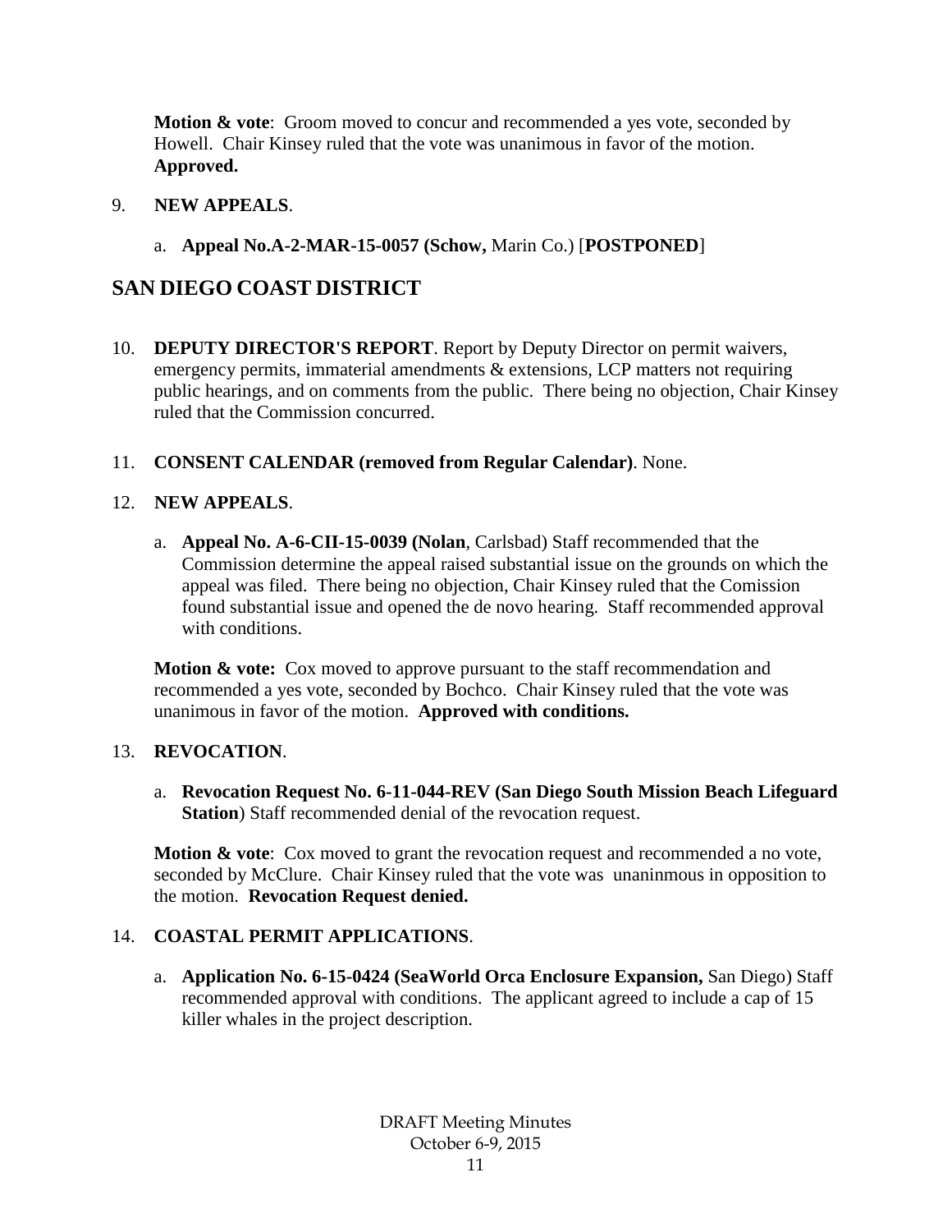**Motion & vote**: Groom moved to concur and recommended a yes vote, seconded by Howell. Chair Kinsey ruled that the vote was unanimous in favor of the motion. **Approved.**

9. **NEW APPEALS**.

   a. **Appeal No.A-2-MAR-15-0057 (Schow,** Marin Co.) [**POSTPONED**]

## SAN DIEGO COAST DISTRICT

10. **DEPUTY DIRECTOR'S REPORT**. Report by Deputy Director on permit waivers, emergency permits, immaterial amendments & extensions, LCP matters not requiring public hearings, and on comments from the public. There being no objection, Chair Kinsey ruled that the Commission concurred.

11. **CONSENT CALENDAR (removed from Regular Calendar)**. None.

12. **NEW APPEALS**.

    a. **Appeal No. A-6-CII-15-0039 (Nolan**, Carlsbad) Staff recommended that the Commission determine the appeal raised substantial issue on the grounds on which the appeal was filed. There being no objection, Chair Kinsey ruled that the Comission found substantial issue and opened the de novo hearing. Staff recommended approval with conditions.

    **Motion & vote:** Cox moved to approve pursuant to the staff recommendation and recommended a yes vote, seconded by Bochco. Chair Kinsey ruled that the vote was unanimous in favor of the motion. **Approved with conditions.**

13. **REVOCATION**.

    a. **Revocation Request No. 6-11-044-REV (San Diego South Mission Beach Lifeguard Station**) Staff recommended denial of the revocation request.

    **Motion & vote**: Cox moved to grant the revocation request and recommended a no vote, seconded by McClure. Chair Kinsey ruled that the vote was unaninmous in opposition to the motion. **Revocation Request denied.**

14. **COASTAL PERMIT APPLICATIONS**.

    a. **Application No. 6-15-0424 (SeaWorld Orca Enclosure Expansion,** San Diego) Staff recommended approval with conditions. The applicant agreed to include a cap of 15 killer whales in the project description.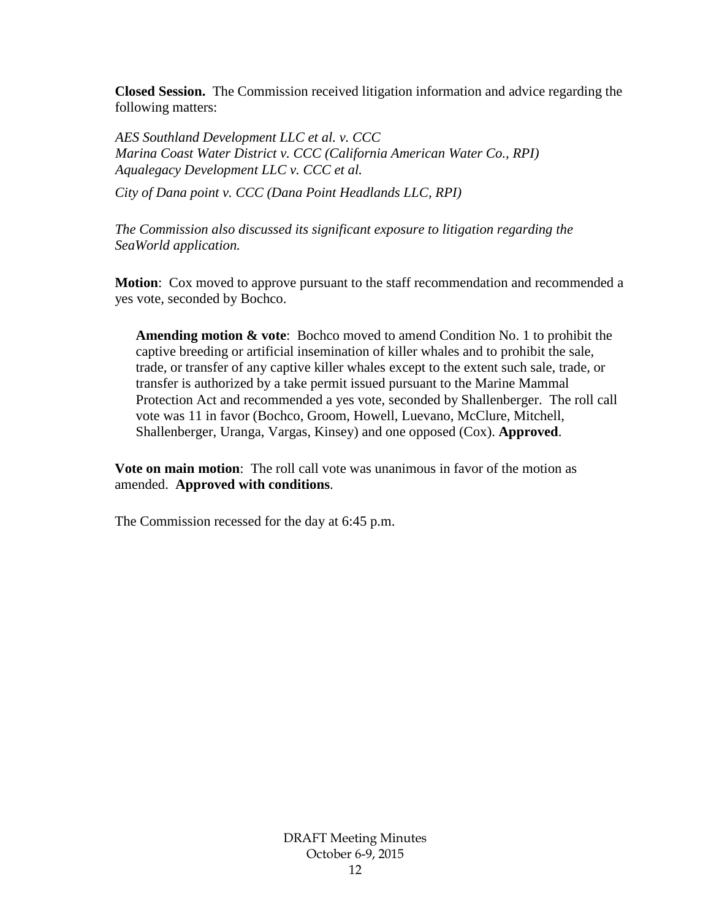**Closed Session.** The Commission received litigation information and advice regarding the following matters:

*AES Southland Development LLC et al. v. CCC*
*Marina Coast Water District v. CCC (California American Water Co., RPI)*
*Aqualegacy Development LLC v. CCC et al.*

*City of Dana point v. CCC (Dana Point Headlands LLC, RPI)*

*The Commission also discussed its significant exposure to litigation regarding the SeaWorld application.*

**Motion**: Cox moved to approve pursuant to the staff recommendation and recommended a yes vote, seconded by Bochco.

> **Amending motion & vote**: Bochco moved to amend Condition No. 1 to prohibit the captive breeding or artificial insemination of killer whales and to prohibit the sale, trade, or transfer of any captive killer whales except to the extent such sale, trade, or transfer is authorized by a take permit issued pursuant to the Marine Mammal Protection Act and recommended a yes vote, seconded by Shallenberger. The roll call vote was 11 in favor (Bochco, Groom, Howell, Luevano, McClure, Mitchell, Shallenberger, Uranga, Vargas, Kinsey) and one opposed (Cox). **Approved**.

**Vote on main motion**: The roll call vote was unanimous in favor of the motion as amended. **Approved with conditions**.

The Commission recessed for the day at 6:45 p.m.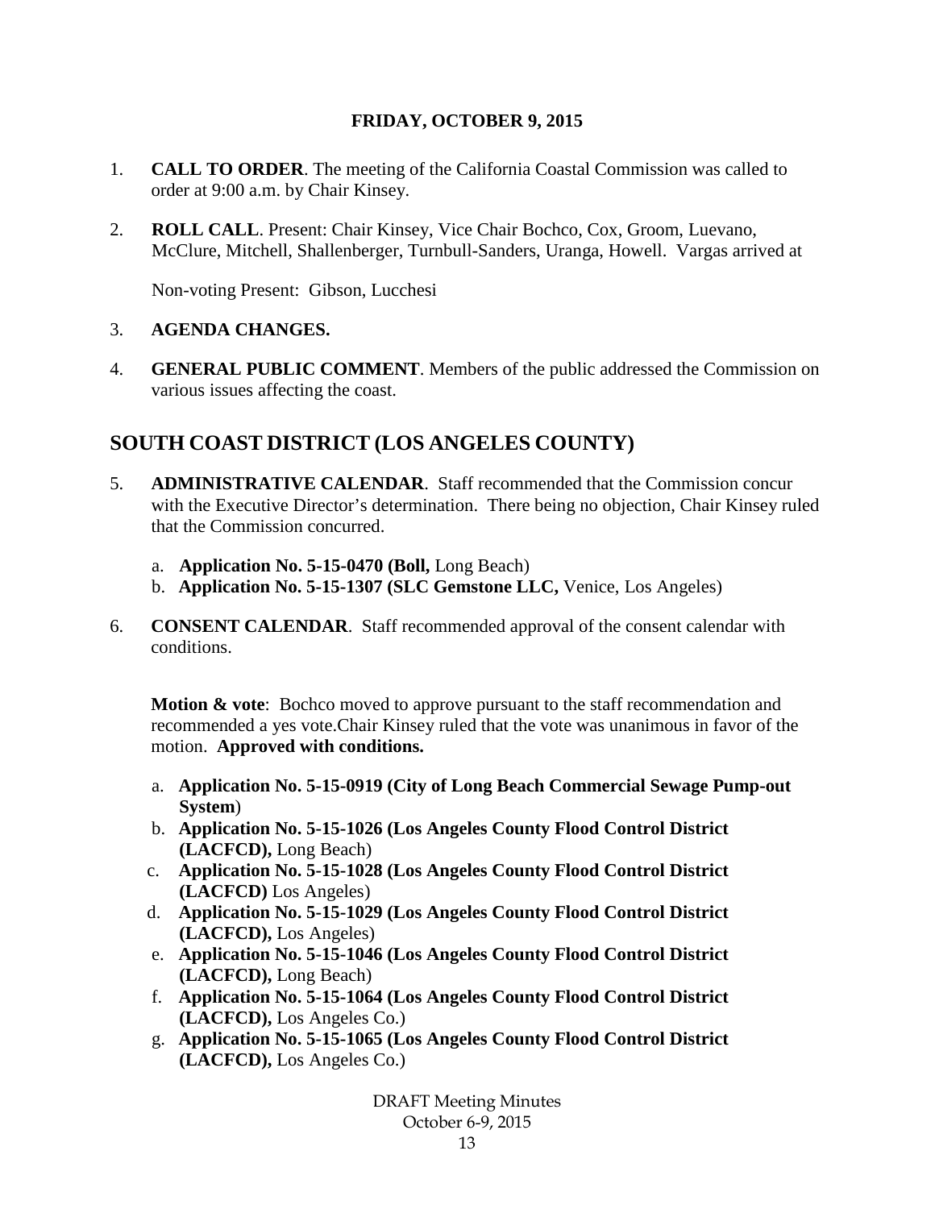**FRIDAY, OCTOBER 9, 2015**

1. **CALL TO ORDER**. The meeting of the California Coastal Commission was called to order at 9:00 a.m. by Chair Kinsey.

2. **ROLL CALL**. Present: Chair Kinsey, Vice Chair Bochco, Cox, Groom, Luevano, McClure, Mitchell, Shallenberger, Turnbull-Sanders, Uranga, Howell. Vargas arrived at

   Non-voting Present: Gibson, Lucchesi

3. **AGENDA CHANGES.**

4. **GENERAL PUBLIC COMMENT**. Members of the public addressed the Commission on various issues affecting the coast.

## SOUTH COAST DISTRICT (LOS ANGELES COUNTY)

5. **ADMINISTRATIVE CALENDAR**. Staff recommended that the Commission concur with the Executive Director's determination. There being no objection, Chair Kinsey ruled that the Commission concurred.

   a. **Application No. 5-15-0470 (Boll,** Long Beach)
   b. **Application No. 5-15-1307 (SLC Gemstone LLC,** Venice, Los Angeles)

6. **CONSENT CALENDAR**. Staff recommended approval of the consent calendar with conditions.

   **Motion & vote**: Bochco moved to approve pursuant to the staff recommendation and recommended a yes vote.Chair Kinsey ruled that the vote was unanimous in favor of the motion. **Approved with conditions.**

   a. **Application No. 5-15-0919 (City of Long Beach Commercial Sewage Pump-out System**)
   b. **Application No. 5-15-1026 (Los Angeles County Flood Control District (LACFCD),** Long Beach)
   c. **Application No. 5-15-1028 (Los Angeles County Flood Control District (LACFCD)** Los Angeles)
   d. **Application No. 5-15-1029 (Los Angeles County Flood Control District (LACFCD),** Los Angeles)
   e. **Application No. 5-15-1046 (Los Angeles County Flood Control District (LACFCD),** Long Beach)
   f. **Application No. 5-15-1064 (Los Angeles County Flood Control District (LACFCD),** Los Angeles Co.)
   g. **Application No. 5-15-1065 (Los Angeles County Flood Control District (LACFCD),** Los Angeles Co.)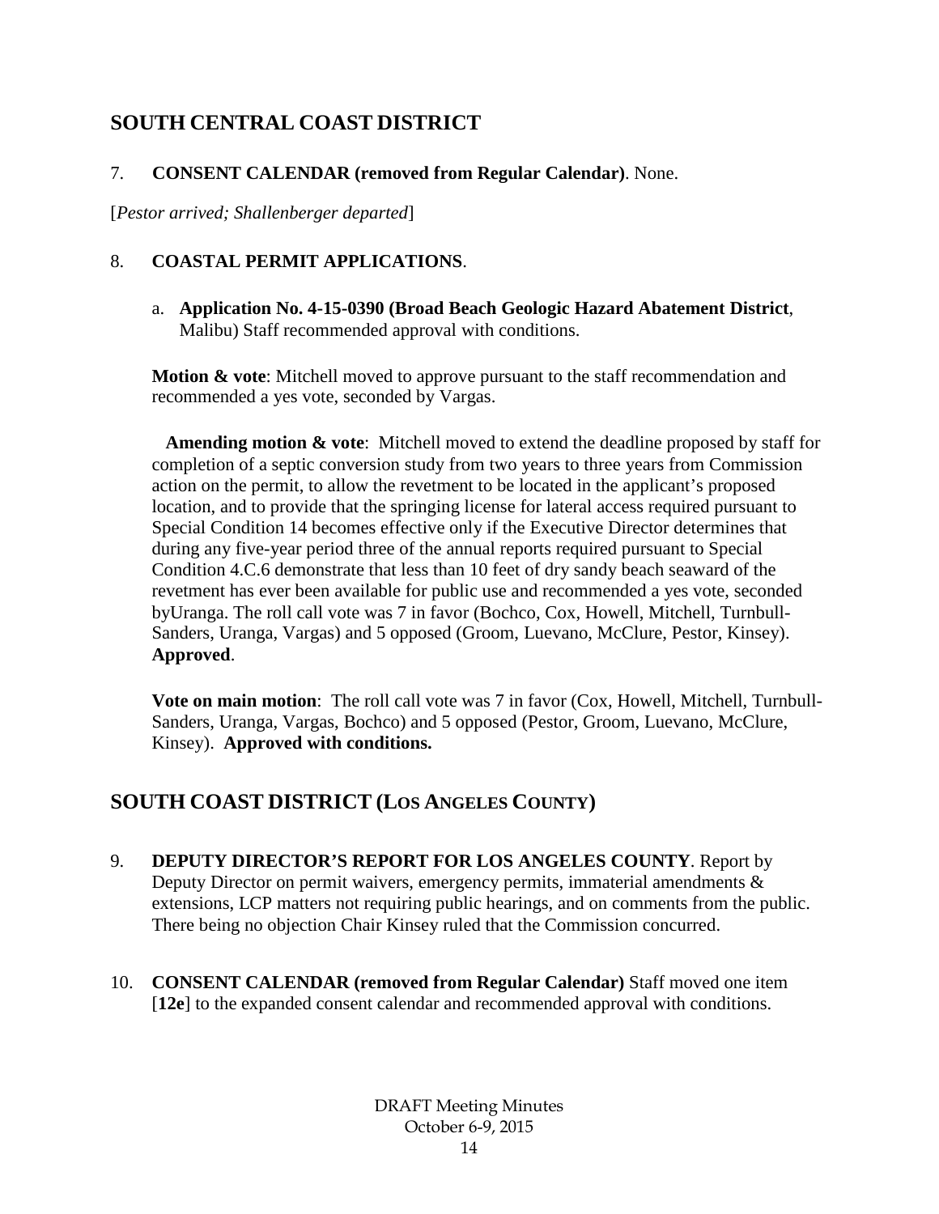## SOUTH CENTRAL COAST DISTRICT

7. **CONSENT CALENDAR (removed from Regular Calendar)**. None.

[*Pestor arrived; Shallenberger departed*]

8. **COASTAL PERMIT APPLICATIONS**.

   a. **Application No. 4-15-0390 (Broad Beach Geologic Hazard Abatement District**, Malibu) Staff recommended approval with conditions.

**Motion & vote**: Mitchell moved to approve pursuant to the staff recommendation and recommended a yes vote, seconded by Vargas.

**Amending motion & vote**: Mitchell moved to extend the deadline proposed by staff for completion of a septic conversion study from two years to three years from Commission action on the permit, to allow the revetment to be located in the applicant's proposed location, and to provide that the springing license for lateral access required pursuant to Special Condition 14 becomes effective only if the Executive Director determines that during any five-year period three of the annual reports required pursuant to Special Condition 4.C.6 demonstrate that less than 10 feet of dry sandy beach seaward of the revetment has ever been available for public use and recommended a yes vote, seconded byUranga. The roll call vote was 7 in favor (Bochco, Cox, Howell, Mitchell, Turnbull-Sanders, Uranga, Vargas) and 5 opposed (Groom, Luevano, McClure, Pestor, Kinsey). **Approved**.

**Vote on main motion**: The roll call vote was 7 in favor (Cox, Howell, Mitchell, Turnbull-Sanders, Uranga, Vargas, Bochco) and 5 opposed (Pestor, Groom, Luevano, McClure, Kinsey). **Approved with conditions.**

## SOUTH COAST DISTRICT (LOS ANGELES COUNTY)

9. **DEPUTY DIRECTOR'S REPORT FOR LOS ANGELES COUNTY**. Report by Deputy Director on permit waivers, emergency permits, immaterial amendments & extensions, LCP matters not requiring public hearings, and on comments from the public. There being no objection Chair Kinsey ruled that the Commission concurred.

10. **CONSENT CALENDAR (removed from Regular Calendar)** Staff moved one item [**12e**] to the expanded consent calendar and recommended approval with conditions.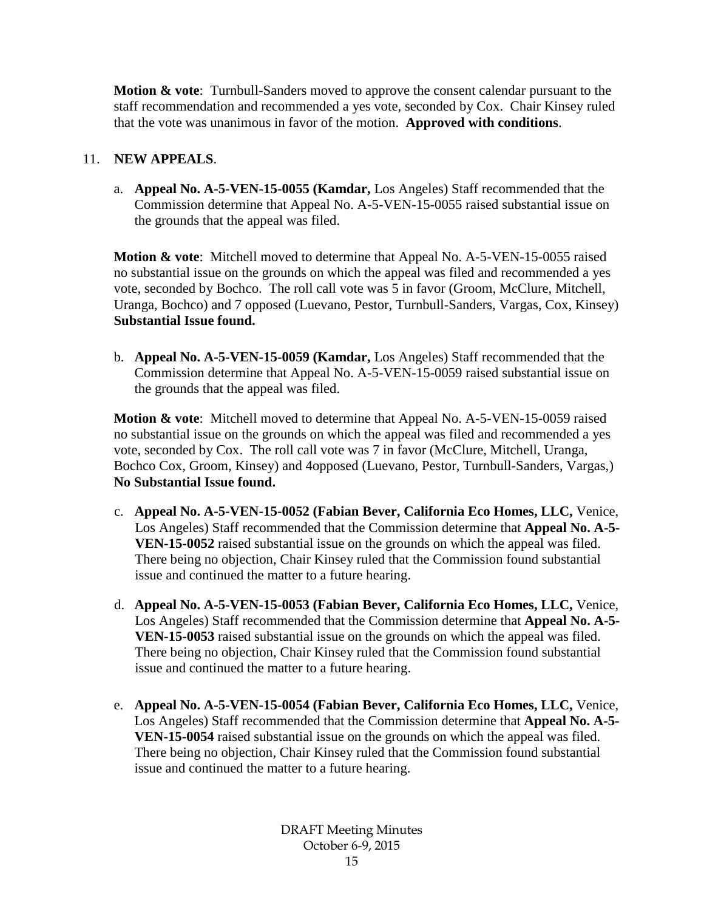**Motion & vote**: Turnbull-Sanders moved to approve the consent calendar pursuant to the staff recommendation and recommended a yes vote, seconded by Cox. Chair Kinsey ruled that the vote was unanimous in favor of the motion. **Approved with conditions**.

11. **NEW APPEALS**.

a. **Appeal No. A-5-VEN-15-0055 (Kamdar,** Los Angeles) Staff recommended that the Commission determine that Appeal No. A-5-VEN-15-0055 raised substantial issue on the grounds that the appeal was filed.

**Motion & vote**: Mitchell moved to determine that Appeal No. A-5-VEN-15-0055 raised no substantial issue on the grounds on which the appeal was filed and recommended a yes vote, seconded by Bochco. The roll call vote was 5 in favor (Groom, McClure, Mitchell, Uranga, Bochco) and 7 opposed (Luevano, Pestor, Turnbull-Sanders, Vargas, Cox, Kinsey) **Substantial Issue found.**

b. **Appeal No. A-5-VEN-15-0059 (Kamdar,** Los Angeles) Staff recommended that the Commission determine that Appeal No. A-5-VEN-15-0059 raised substantial issue on the grounds that the appeal was filed.

**Motion & vote**: Mitchell moved to determine that Appeal No. A-5-VEN-15-0059 raised no substantial issue on the grounds on which the appeal was filed and recommended a yes vote, seconded by Cox. The roll call vote was 7 in favor (McClure, Mitchell, Uranga, Bochco Cox, Groom, Kinsey) and 4opposed (Luevano, Pestor, Turnbull-Sanders, Vargas,) **No Substantial Issue found.**

c. **Appeal No. A-5-VEN-15-0052 (Fabian Bever, California Eco Homes, LLC,** Venice, Los Angeles) Staff recommended that the Commission determine that **Appeal No. A-5-VEN-15-0052** raised substantial issue on the grounds on which the appeal was filed. There being no objection, Chair Kinsey ruled that the Commission found substantial issue and continued the matter to a future hearing.

d. **Appeal No. A-5-VEN-15-0053 (Fabian Bever, California Eco Homes, LLC,** Venice, Los Angeles) Staff recommended that the Commission determine that **Appeal No. A-5-VEN-15-0053** raised substantial issue on the grounds on which the appeal was filed. There being no objection, Chair Kinsey ruled that the Commission found substantial issue and continued the matter to a future hearing.

e. **Appeal No. A-5-VEN-15-0054 (Fabian Bever, California Eco Homes, LLC,** Venice, Los Angeles) Staff recommended that the Commission determine that **Appeal No. A-5-VEN-15-0054** raised substantial issue on the grounds on which the appeal was filed. There being no objection, Chair Kinsey ruled that the Commission found substantial issue and continued the matter to a future hearing.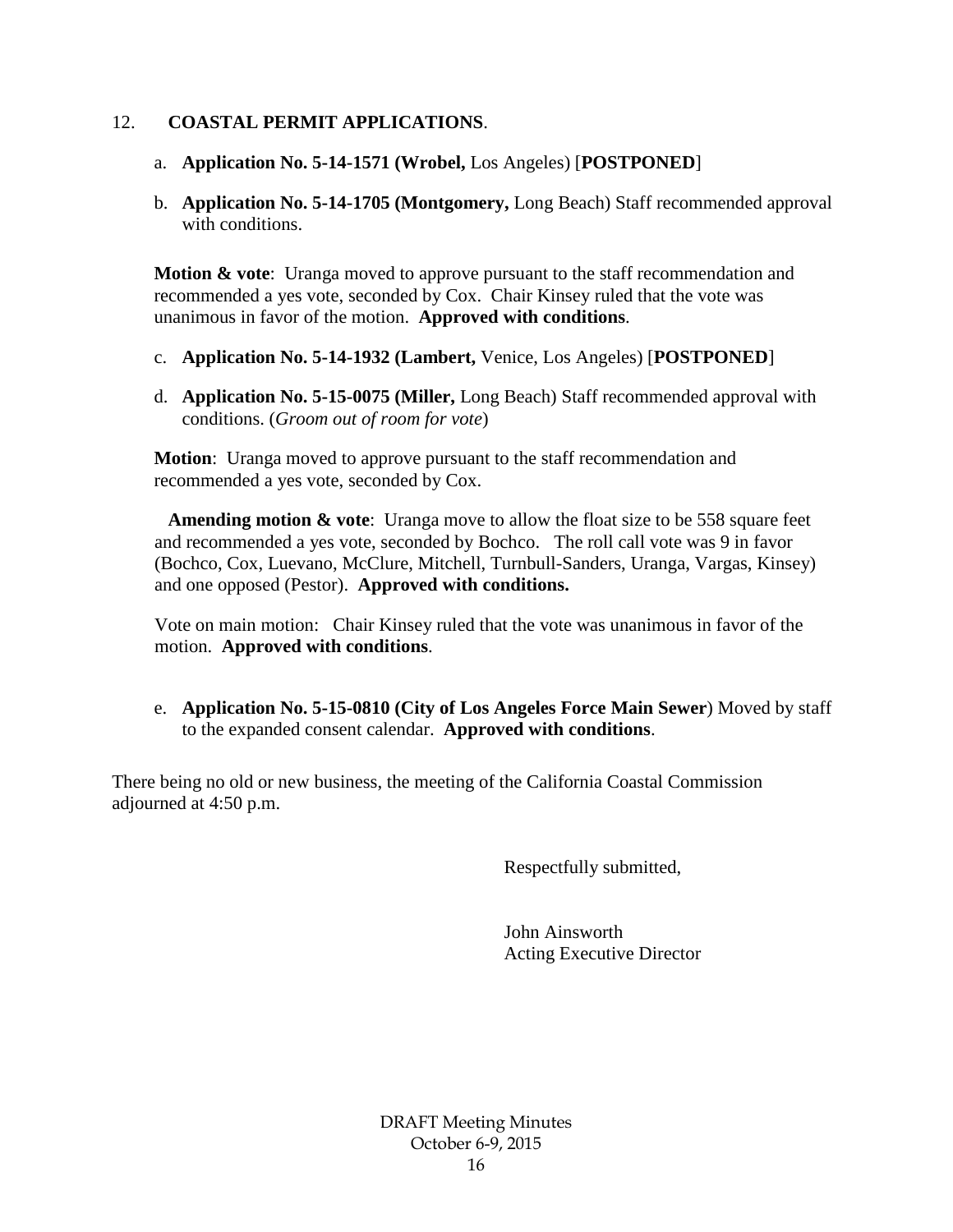12. **COASTAL PERMIT APPLICATIONS**.

a. **Application No. 5-14-1571 (Wrobel,** Los Angeles) [**POSTPONED**]

b. **Application No. 5-14-1705 (Montgomery,** Long Beach) Staff recommended approval with conditions.

**Motion & vote**: Uranga moved to approve pursuant to the staff recommendation and recommended a yes vote, seconded by Cox. Chair Kinsey ruled that the vote was unanimous in favor of the motion. **Approved with conditions**.

c. **Application No. 5-14-1932 (Lambert,** Venice, Los Angeles) [**POSTPONED**]

d. **Application No. 5-15-0075 (Miller,** Long Beach) Staff recommended approval with conditions. (*Groom out of room for vote*)

**Motion**: Uranga moved to approve pursuant to the staff recommendation and recommended a yes vote, seconded by Cox.

**Amending motion & vote**: Uranga move to allow the float size to be 558 square feet and recommended a yes vote, seconded by Bochco. The roll call vote was 9 in favor (Bochco, Cox, Luevano, McClure, Mitchell, Turnbull-Sanders, Uranga, Vargas, Kinsey) and one opposed (Pestor). **Approved with conditions.**

Vote on main motion: Chair Kinsey ruled that the vote was unanimous in favor of the motion. **Approved with conditions**.

e. **Application No. 5-15-0810 (City of Los Angeles Force Main Sewer**) Moved by staff to the expanded consent calendar. **Approved with conditions**.

There being no old or new business, the meeting of the California Coastal Commission adjourned at 4:50 p.m.

Respectfully submitted,

John Ainsworth
Acting Executive Director